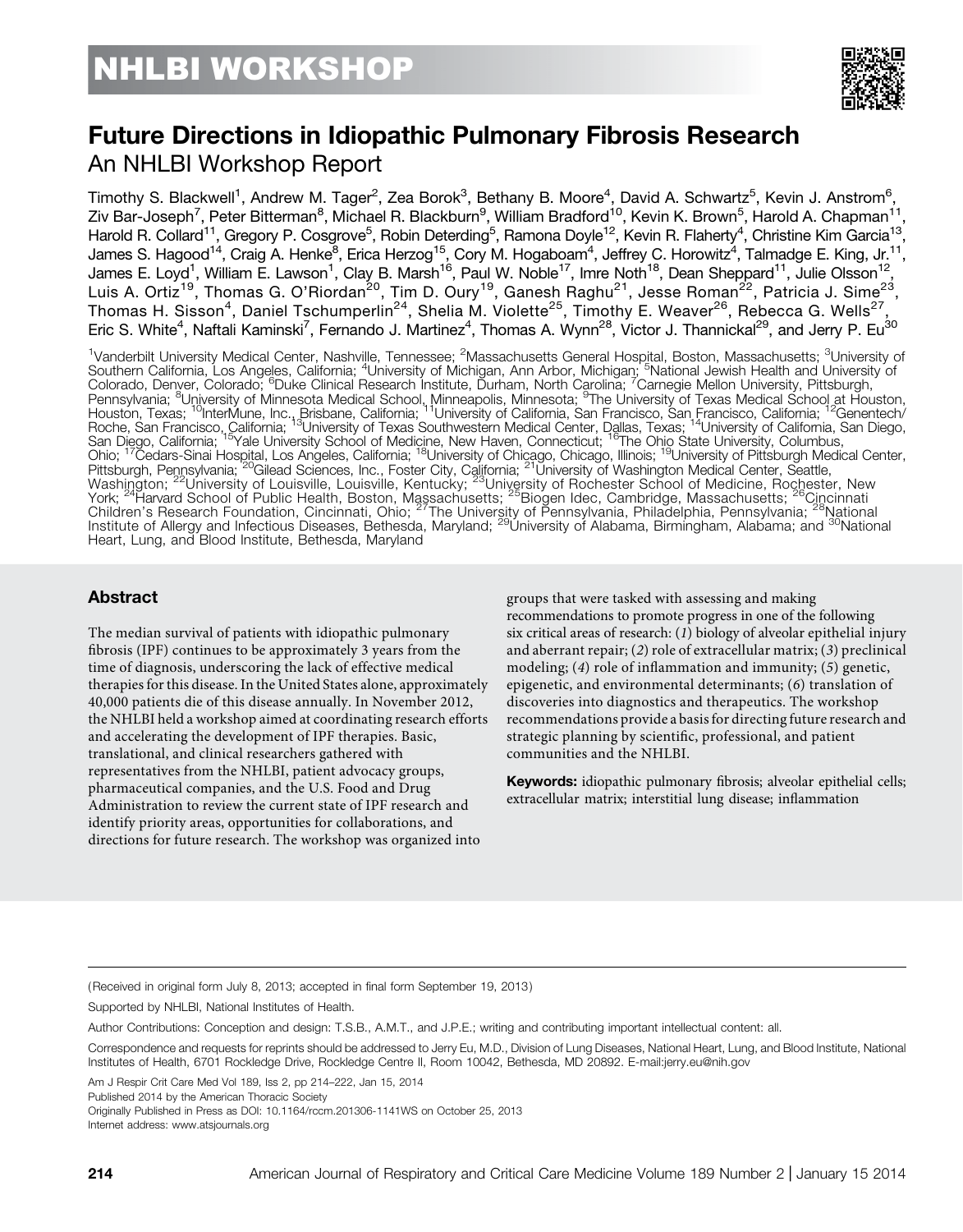NHLBI WORKSHOP

# Future Directions in Idiopathic Pulmonary Fibrosis Research

## An NHLBI Workshop Report

Timothy S. Blackwell[1], Andrew M. Tager[2], Zea Borok[3], Bethany B. Moore[4], David A. Schwartz[5], Kevin J. Anstrom[6], Ziv Bar-Joseph[7], Peter Bitterman[8], Michael R. Blackburn[9], William Bradford[10], Kevin K. Brown[5], Harold A. Chapman[11], Harold R. Collard[11], Gregory P. Cosgrove[5], Robin Deterding[5], Ramona Doyle[12], Kevin R. Flaherty[4], Christine Kim Garcia[13], James S. Hagood[14], Craig A. Henke[8], Erica Herzog[15], Cory M. Hogaboam[4], Jeffrey C. Horowitz[4], Talmadge E. King, Jr.[11], James E. Loyd[1], William E. Lawson[1], Clay B. Marsh[16], Paul W. Noble[17], Imre Noth[18], Dean Sheppard[11], Julie Olsson[12], Luis A. Ortiz[19], Thomas G. O'Riordan[20], Tim D. Oury[19], Ganesh Raghu[21], Jesse Roman[22], Patricia J. Sime[23], Thomas H. Sisson[4], Daniel Tschumperlin[24], Shelia M. Violette[25], Timothy E. Weaver[26], Rebecca G. Wells[27], Eric S. White[4], Naftali Kaminski[7], Fernando J. Martinez[4], Thomas A. Wynn[28], Victor J. Thannickal[29], and Jerry P. Eu[30]

[1]Vanderbilt University Medical Center, Nashville, Tennessee; [2]Massachusetts General Hospital, Boston, Massachusetts; [3]University of Southern California, Los Angeles, California; [4]University of Michigan, Ann Arbor, Michigan; [5]National Jewish Health and University of Colorado, Denver, Colorado; [6]Duke Clinical Research Institute, Durham, North Carolina; [7]Carnegie Mellon University, Pittsburgh, Pennsylvania; [8]University of Minnesota Medical School, Minneapolis, Minnesota; [9]The University of Texas Medical School at Houston, Houston, Texas; [10]InterMune, Inc., Brisbane, California; [11]University of California, San Francisco, San Francisco, California; [12]Genentech/Roche, San Francisco, California; [13]University of Texas Southwestern Medical Center, Dallas, Texas; [14]University of California, San Diego, San Diego, California; [15]Yale University School of Medicine, New Haven, Connecticut; [16]The Ohio State University, Columbus, Ohio; [17]Cedars-Sinai Hospital, Los Angeles, California; [18]University of Chicago, Chicago, Illinois; [19]University of Pittsburgh Medical Center, Pittsburgh, Pennsylvania; [20]Gilead Sciences, Inc., Foster City, California; [21]University of Washington Medical Center, Seattle, Washington; [22]University of Louisville, Louisville, Kentucky; [23]University of Rochester School of Medicine, Rochester, New York; [24]Harvard School of Public Health, Boston, Massachusetts; [25]Biogen Idec, Cambridge, Massachusetts; [26]Cincinnati Children's Research Foundation, Cincinnati, Ohio; [27]The University of Pennsylvania, Philadelphia, Pennsylvania; [28]National Institute of Allergy and Infectious Diseases, Bethesda, Maryland; [29]University of Alabama, Birmingham, Alabama; and [30]National Heart, Lung, and Blood Institute, Bethesda, Maryland

### Abstract

The median survival of patients with idiopathic pulmonary fibrosis (IPF) continues to be approximately 3 years from the time of diagnosis, underscoring the lack of effective medical therapies for this disease. In the United States alone, approximately 40,000 patients die of this disease annually. In November 2012, the NHLBI held a workshop aimed at coordinating research efforts and accelerating the development of IPF therapies. Basic, translational, and clinical researchers gathered with representatives from the NHLBI, patient advocacy groups, pharmaceutical companies, and the U.S. Food and Drug Administration to review the current state of IPF research and identify priority areas, opportunities for collaborations, and directions for future research. The workshop was organized into groups that were tasked with assessing and making recommendations to promote progress in one of the following six critical areas of research: (*1*) biology of alveolar epithelial injury and aberrant repair; (*2*) role of extracellular matrix; (*3*) preclinical modeling; (*4*) role of inflammation and immunity; (*5*) genetic, epigenetic, and environmental determinants; (*6*) translation of discoveries into diagnostics and therapeutics. The workshop recommendations provide a basis for directing future research and strategic planning by scientific, professional, and patient communities and the NHLBI.

**Keywords:** idiopathic pulmonary fibrosis; alveolar epithelial cells; extracellular matrix; interstitial lung disease; inflammation

(Received in original form July 8, 2013; accepted in final form September 19, 2013)

Supported by NHLBI, National Institutes of Health.

Author Contributions: Conception and design: T.S.B., A.M.T., and J.P.E.; writing and contributing important intellectual content: all.

Correspondence and requests for reprints should be addressed to Jerry Eu, M.D., Division of Lung Diseases, National Heart, Lung, and Blood Institute, National Institutes of Health, 6701 Rockledge Drive, Rockledge Centre II, Room 10042, Bethesda, MD 20892. E-mail:jerry.eu@nih.gov

Am J Respir Crit Care Med Vol 189, Iss 2, pp 214–222, Jan 15, 2014

Published 2014 by the American Thoracic Society

Originally Published in Press as DOI: 10.1164/rccm.201306-1141WS on October 25, 2013

Internet address: www.atsjournals.org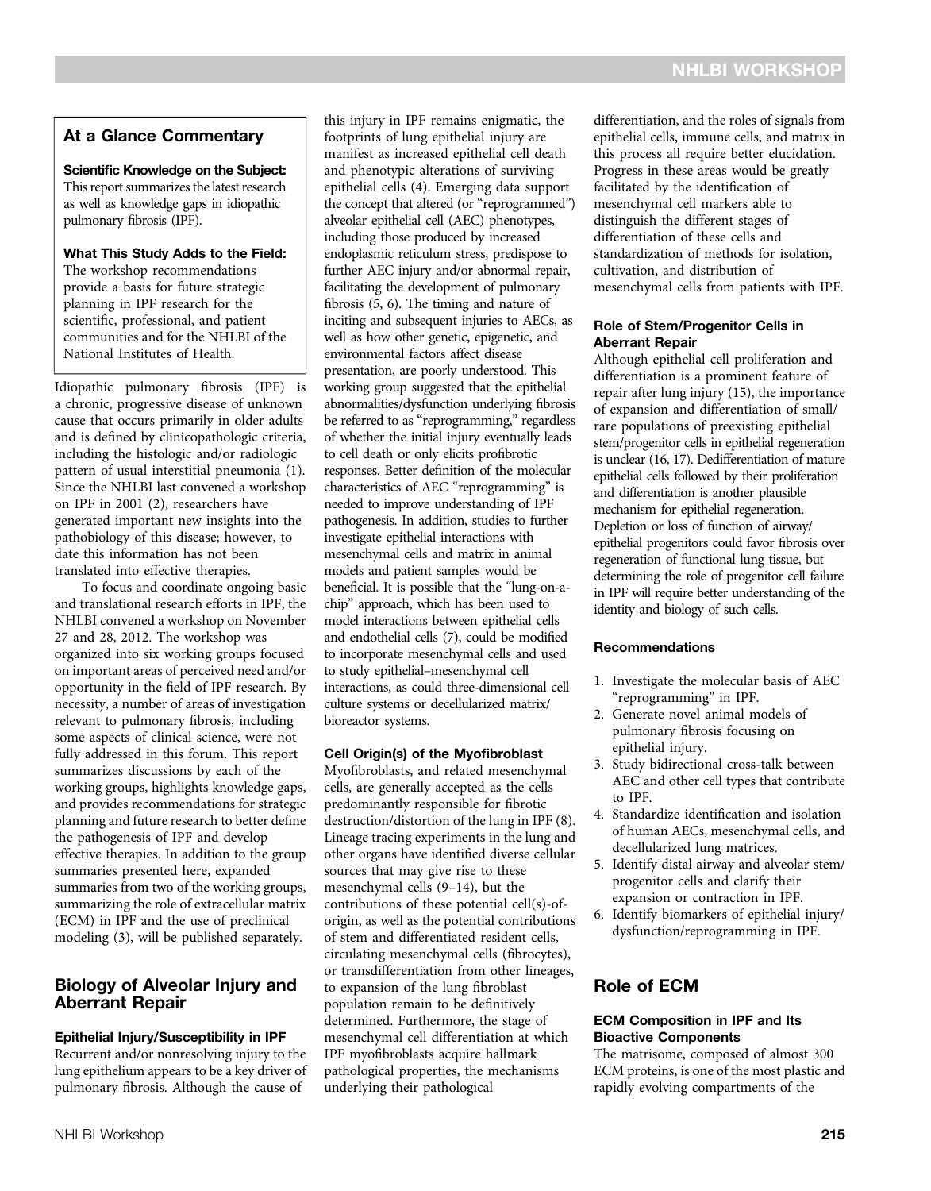## At a Glance Commentary

**Scientific Knowledge on the Subject:** This report summarizes the latest research as well as knowledge gaps in idiopathic pulmonary fibrosis (IPF).

**What This Study Adds to the Field:** The workshop recommendations provide a basis for future strategic planning in IPF research for the scientific, professional, and patient communities and for the NHLBI of the National Institutes of Health.

Idiopathic pulmonary fibrosis (IPF) is a chronic, progressive disease of unknown cause that occurs primarily in older adults and is defined by clinicopathologic criteria, including the histologic and/or radiologic pattern of usual interstitial pneumonia (1). Since the NHLBI last convened a workshop on IPF in 2001 (2), researchers have generated important new insights into the pathobiology of this disease; however, to date this information has not been translated into effective therapies.

To focus and coordinate ongoing basic and translational research efforts in IPF, the NHLBI convened a workshop on November 27 and 28, 2012. The workshop was organized into six working groups focused on important areas of perceived need and/or opportunity in the field of IPF research. By necessity, a number of areas of investigation relevant to pulmonary fibrosis, including some aspects of clinical science, were not fully addressed in this forum. This report summarizes discussions by each of the working groups, highlights knowledge gaps, and provides recommendations for strategic planning and future research to better define the pathogenesis of IPF and develop effective therapies. In addition to the group summaries presented here, expanded summaries from two of the working groups, summarizing the role of extracellular matrix (ECM) in IPF and the use of preclinical modeling (3), will be published separately.

## Biology of Alveolar Injury and Aberrant Repair

### Epithelial Injury/Susceptibility in IPF

Recurrent and/or nonresolving injury to the lung epithelium appears to be a key driver of pulmonary fibrosis. Although the cause of this injury in IPF remains enigmatic, the footprints of lung epithelial injury are manifest as increased epithelial cell death and phenotypic alterations of surviving epithelial cells (4). Emerging data support the concept that altered (or "reprogrammed") alveolar epithelial cell (AEC) phenotypes, including those produced by increased endoplasmic reticulum stress, predispose to further AEC injury and/or abnormal repair, facilitating the development of pulmonary fibrosis (5, 6). The timing and nature of inciting and subsequent injuries to AECs, as well as how other genetic, epigenetic, and environmental factors affect disease presentation, are poorly understood. This working group suggested that the epithelial abnormalities/dysfunction underlying fibrosis be referred to as "reprogramming," regardless of whether the initial injury eventually leads to cell death or only elicits profibrotic responses. Better definition of the molecular characteristics of AEC "reprogramming" is needed to improve understanding of IPF pathogenesis. In addition, studies to further investigate epithelial interactions with mesenchymal cells and matrix in animal models and patient samples would be beneficial. It is possible that the "lung-on-a-chip" approach, which has been used to model interactions between epithelial cells and endothelial cells (7), could be modified to incorporate mesenchymal cells and used to study epithelial–mesenchymal cell interactions, as could three-dimensional cell culture systems or decellularized matrix/bioreactor systems.

### Cell Origin(s) of the Myofibroblast

Myofibroblasts, and related mesenchymal cells, are generally accepted as the cells predominantly responsible for fibrotic destruction/distortion of the lung in IPF (8). Lineage tracing experiments in the lung and other organs have identified diverse cellular sources that may give rise to these mesenchymal cells (9–14), but the contributions of these potential cell(s)-of-origin, as well as the potential contributions of stem and differentiated resident cells, circulating mesenchymal cells (fibrocytes), or transdifferentiation from other lineages, to expansion of the lung fibroblast population remain to be definitively determined. Furthermore, the stage of mesenchymal cell differentiation at which IPF myofibroblasts acquire hallmark pathological properties, the mechanisms underlying their pathological differentiation, and the roles of signals from epithelial cells, immune cells, and matrix in this process all require better elucidation. Progress in these areas would be greatly facilitated by the identification of mesenchymal cell markers able to distinguish the different stages of differentiation of these cells and standardization of methods for isolation, cultivation, and distribution of mesenchymal cells from patients with IPF.

### Role of Stem/Progenitor Cells in Aberrant Repair

Although epithelial cell proliferation and differentiation is a prominent feature of repair after lung injury (15), the importance of expansion and differentiation of small/rare populations of preexisting epithelial stem/progenitor cells in epithelial regeneration is unclear (16, 17). Dedifferentiation of mature epithelial cells followed by their proliferation and differentiation is another plausible mechanism for epithelial regeneration. Depletion or loss of function of airway/epithelial progenitors could favor fibrosis over regeneration of functional lung tissue, but determining the role of progenitor cell failure in IPF will require better understanding of the identity and biology of such cells.

### Recommendations

1. Investigate the molecular basis of AEC "reprogramming" in IPF.
2. Generate novel animal models of pulmonary fibrosis focusing on epithelial injury.
3. Study bidirectional cross-talk between AEC and other cell types that contribute to IPF.
4. Standardize identification and isolation of human AECs, mesenchymal cells, and decellularized lung matrices.
5. Identify distal airway and alveolar stem/progenitor cells and clarify their expansion or contraction in IPF.
6. Identify biomarkers of epithelial injury/dysfunction/reprogramming in IPF.

## Role of ECM

### ECM Composition in IPF and Its Bioactive Components

The matrisome, composed of almost 300 ECM proteins, is one of the most plastic and rapidly evolving compartments of the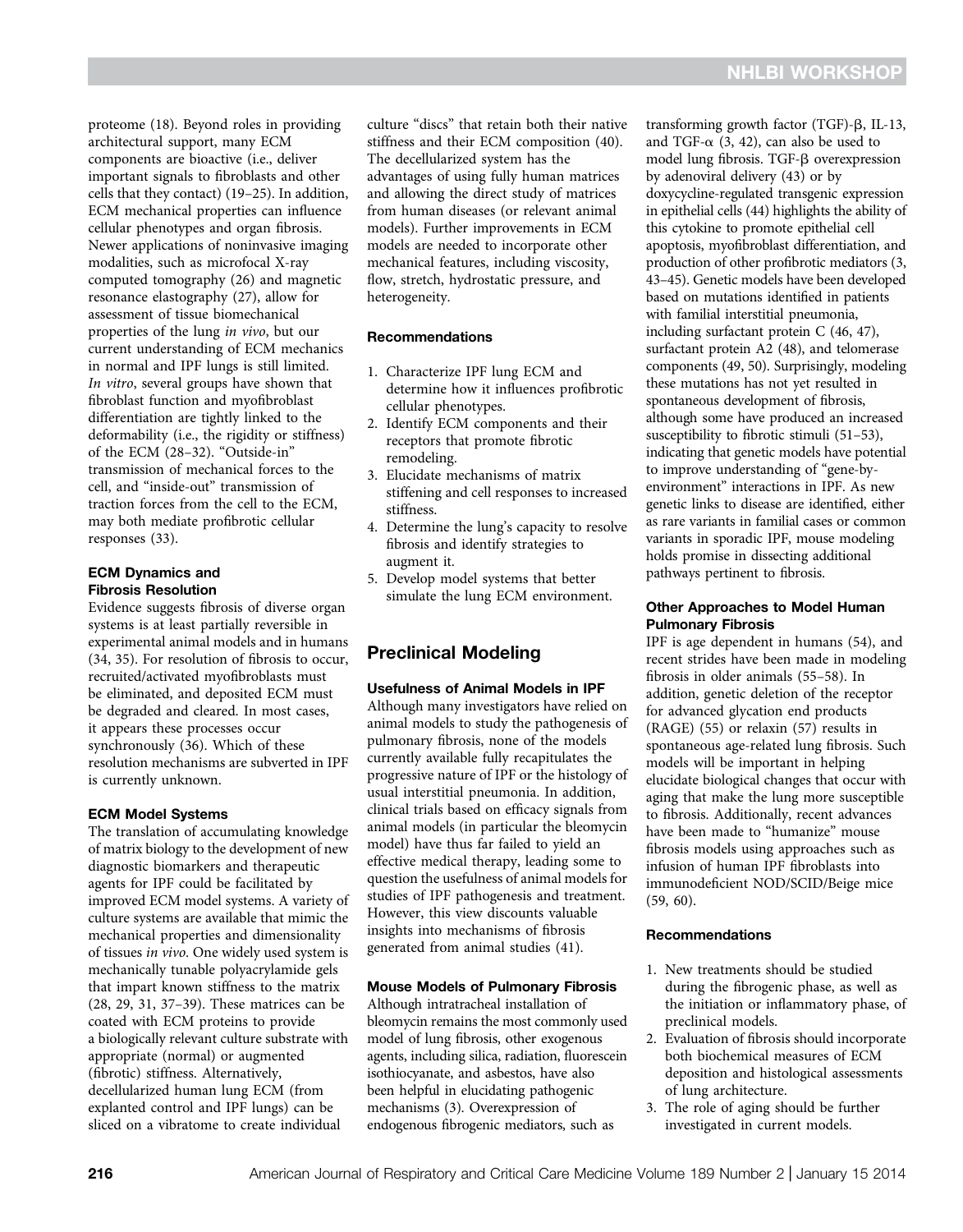proteome (18). Beyond roles in providing architectural support, many ECM components are bioactive (i.e., deliver important signals to fibroblasts and other cells that they contact) (19–25). In addition, ECM mechanical properties can influence cellular phenotypes and organ fibrosis. Newer applications of noninvasive imaging modalities, such as microfocal X-ray computed tomography (26) and magnetic resonance elastography (27), allow for assessment of tissue biomechanical properties of the lung *in vivo*, but our current understanding of ECM mechanics in normal and IPF lungs is still limited. *In vitro*, several groups have shown that fibroblast function and myofibroblast differentiation are tightly linked to the deformability (i.e., the rigidity or stiffness) of the ECM (28–32). "Outside-in" transmission of mechanical forces to the cell, and "inside-out" transmission of traction forces from the cell to the ECM, may both mediate profibrotic cellular responses (33).

#### ECM Dynamics and Fibrosis Resolution

Evidence suggests fibrosis of diverse organ systems is at least partially reversible in experimental animal models and in humans (34, 35). For resolution of fibrosis to occur, recruited/activated myofibroblasts must be eliminated, and deposited ECM must be degraded and cleared. In most cases, it appears these processes occur synchronously (36). Which of these resolution mechanisms are subverted in IPF is currently unknown.

#### ECM Model Systems

The translation of accumulating knowledge of matrix biology to the development of new diagnostic biomarkers and therapeutic agents for IPF could be facilitated by improved ECM model systems. A variety of culture systems are available that mimic the mechanical properties and dimensionality of tissues *in vivo*. One widely used system is mechanically tunable polyacrylamide gels that impart known stiffness to the matrix (28, 29, 31, 37–39). These matrices can be coated with ECM proteins to provide a biologically relevant culture substrate with appropriate (normal) or augmented (fibrotic) stiffness. Alternatively, decellularized human lung ECM (from explanted control and IPF lungs) can be sliced on a vibratome to create individual culture "discs" that retain both their native stiffness and their ECM composition (40). The decellularized system has the advantages of using fully human matrices and allowing the direct study of matrices from human diseases (or relevant animal models). Further improvements in ECM models are needed to incorporate other mechanical features, including viscosity, flow, stretch, hydrostatic pressure, and heterogeneity.

#### Recommendations

1. Characterize IPF lung ECM and determine how it influences profibrotic cellular phenotypes.
2. Identify ECM components and their receptors that promote fibrotic remodeling.
3. Elucidate mechanisms of matrix stiffening and cell responses to increased stiffness.
4. Determine the lung's capacity to resolve fibrosis and identify strategies to augment it.
5. Develop model systems that better simulate the lung ECM environment.

## Preclinical Modeling

#### Usefulness of Animal Models in IPF

Although many investigators have relied on animal models to study the pathogenesis of pulmonary fibrosis, none of the models currently available fully recapitulates the progressive nature of IPF or the histology of usual interstitial pneumonia. In addition, clinical trials based on efficacy signals from animal models (in particular the bleomycin model) have thus far failed to yield an effective medical therapy, leading some to question the usefulness of animal models for studies of IPF pathogenesis and treatment. However, this view discounts valuable insights into mechanisms of fibrosis generated from animal studies (41).

#### Mouse Models of Pulmonary Fibrosis

Although intratracheal installation of bleomycin remains the most commonly used model of lung fibrosis, other exogenous agents, including silica, radiation, fluorescein isothiocyanate, and asbestos, have also been helpful in elucidating pathogenic mechanisms (3). Overexpression of endogenous fibrogenic mediators, such as transforming growth factor (TGF)-β, IL-13, and TGF-α (3, 42), can also be used to model lung fibrosis. TGF-β overexpression by adenoviral delivery (43) or by doxycycline-regulated transgenic expression in epithelial cells (44) highlights the ability of this cytokine to promote epithelial cell apoptosis, myofibroblast differentiation, and production of other profibrotic mediators (3, 43–45). Genetic models have been developed based on mutations identified in patients with familial interstitial pneumonia, including surfactant protein C (46, 47), surfactant protein A2 (48), and telomerase components (49, 50). Surprisingly, modeling these mutations has not yet resulted in spontaneous development of fibrosis, although some have produced an increased susceptibility to fibrotic stimuli (51–53), indicating that genetic models have potential to improve understanding of "gene-by-environment" interactions in IPF. As new genetic links to disease are identified, either as rare variants in familial cases or common variants in sporadic IPF, mouse modeling holds promise in dissecting additional pathways pertinent to fibrosis.

#### Other Approaches to Model Human Pulmonary Fibrosis

IPF is age dependent in humans (54), and recent strides have been made in modeling fibrosis in older animals (55–58). In addition, genetic deletion of the receptor for advanced glycation end products (RAGE) (55) or relaxin (57) results in spontaneous age-related lung fibrosis. Such models will be important in helping elucidate biological changes that occur with aging that make the lung more susceptible to fibrosis. Additionally, recent advances have been made to "humanize" mouse fibrosis models using approaches such as infusion of human IPF fibroblasts into immunodeficient NOD/SCID/Beige mice (59, 60).

#### Recommendations

1. New treatments should be studied during the fibrogenic phase, as well as the initiation or inflammatory phase, of preclinical models.
2. Evaluation of fibrosis should incorporate both biochemical measures of ECM deposition and histological assessments of lung architecture.
3. The role of aging should be further investigated in current models.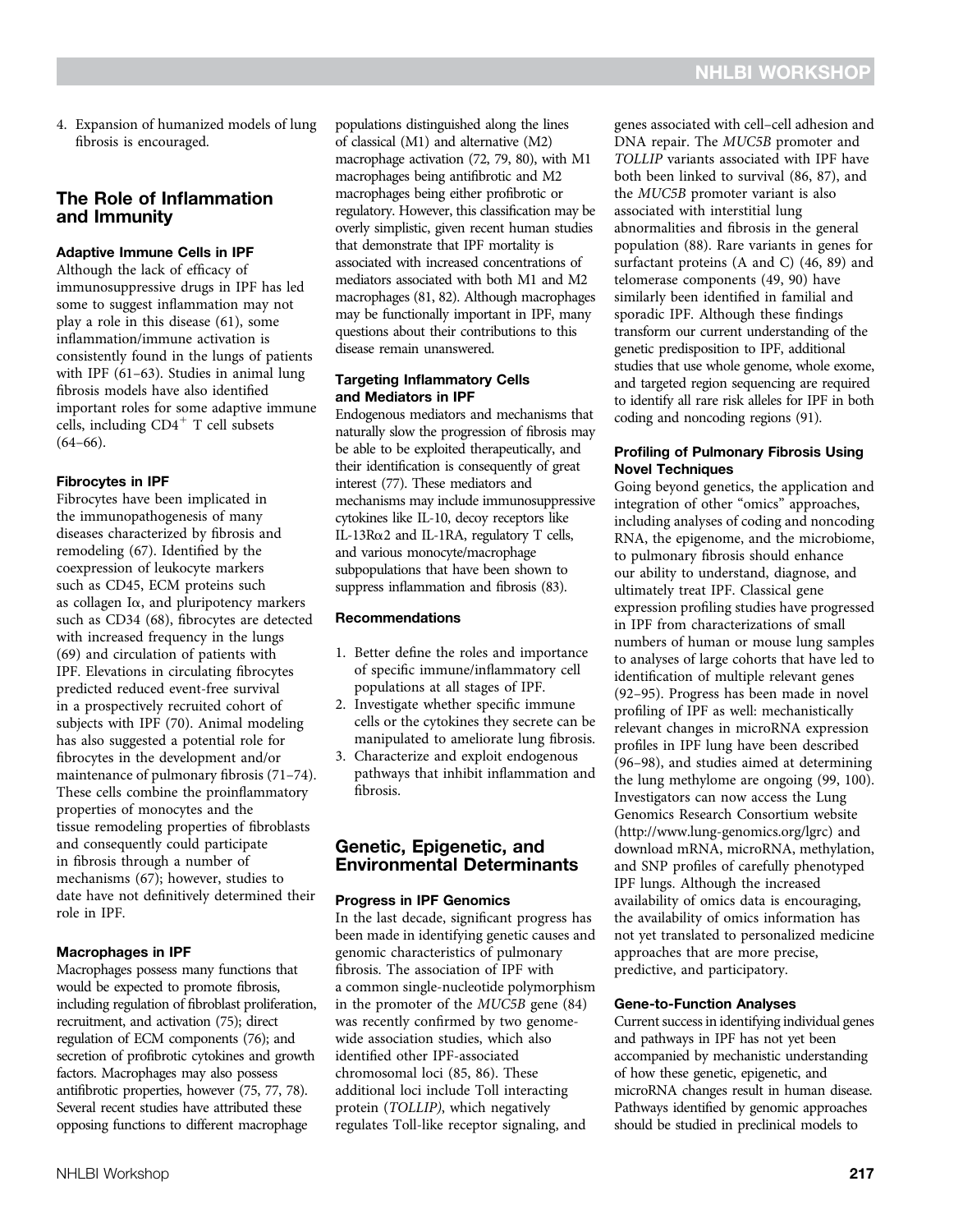4. Expansion of humanized models of lung fibrosis is encouraged.

## The Role of Inflammation and Immunity

### Adaptive Immune Cells in IPF

Although the lack of efficacy of immunosuppressive drugs in IPF has led some to suggest inflammation may not play a role in this disease (61), some inflammation/immune activation is consistently found in the lungs of patients with IPF (61–63). Studies in animal lung fibrosis models have also identified important roles for some adaptive immune cells, including $CD4^+$ T cell subsets (64–66).

### Fibrocytes in IPF

Fibrocytes have been implicated in the immunopathogenesis of many diseases characterized by fibrosis and remodeling (67). Identified by the coexpression of leukocyte markers such as CD45, ECM proteins such as collagen Iα, and pluripotency markers such as CD34 (68), fibrocytes are detected with increased frequency in the lungs (69) and circulation of patients with IPF. Elevations in circulating fibrocytes predicted reduced event-free survival in a prospectively recruited cohort of subjects with IPF (70). Animal modeling has also suggested a potential role for fibrocytes in the development and/or maintenance of pulmonary fibrosis (71–74). These cells combine the proinflammatory properties of monocytes and the tissue remodeling properties of fibroblasts and consequently could participate in fibrosis through a number of mechanisms (67); however, studies to date have not definitively determined their role in IPF.

### Macrophages in IPF

Macrophages possess many functions that would be expected to promote fibrosis, including regulation of fibroblast proliferation, recruitment, and activation (75); direct regulation of ECM components (76); and secretion of profibrotic cytokines and growth factors. Macrophages may also possess antifibrotic properties, however (75, 77, 78). Several recent studies have attributed these opposing functions to different macrophage populations distinguished along the lines of classical (M1) and alternative (M2) macrophage activation (72, 79, 80), with M1 macrophages being antifibrotic and M2 macrophages being either profibrotic or regulatory. However, this classification may be overly simplistic, given recent human studies that demonstrate that IPF mortality is associated with increased concentrations of mediators associated with both M1 and M2 macrophages (81, 82). Although macrophages may be functionally important in IPF, many questions about their contributions to this disease remain unanswered.

### Targeting Inflammatory Cells and Mediators in IPF

Endogenous mediators and mechanisms that naturally slow the progression of fibrosis may be able to be exploited therapeutically, and their identification is consequently of great interest (77). These mediators and mechanisms may include immunosuppressive cytokines like IL-10, decoy receptors like IL-13Rα2 and IL-1RA, regulatory T cells, and various monocyte/macrophage subpopulations that have been shown to suppress inflammation and fibrosis (83).

### Recommendations

1. Better define the roles and importance of specific immune/inflammatory cell populations at all stages of IPF.
2. Investigate whether specific immune cells or the cytokines they secrete can be manipulated to ameliorate lung fibrosis.
3. Characterize and exploit endogenous pathways that inhibit inflammation and fibrosis.

## Genetic, Epigenetic, and Environmental Determinants

### Progress in IPF Genomics

In the last decade, significant progress has been made in identifying genetic causes and genomic characteristics of pulmonary fibrosis. The association of IPF with a common single-nucleotide polymorphism in the promoter of the *MUC5B* gene (84) was recently confirmed by two genome-wide association studies, which also identified other IPF-associated chromosomal loci (85, 86). These additional loci include Toll interacting protein (*TOLLIP*), which negatively regulates Toll-like receptor signaling, and genes associated with cell–cell adhesion and DNA repair. The *MUC5B* promoter and *TOLLIP* variants associated with IPF have both been linked to survival (86, 87), and the *MUC5B* promoter variant is also associated with interstitial lung abnormalities and fibrosis in the general population (88). Rare variants in genes for surfactant proteins (A and C) (46, 89) and telomerase components (49, 90) have similarly been identified in familial and sporadic IPF. Although these findings transform our current understanding of the genetic predisposition to IPF, additional studies that use whole genome, whole exome, and targeted region sequencing are required to identify all rare risk alleles for IPF in both coding and noncoding regions (91).

### Profiling of Pulmonary Fibrosis Using Novel Techniques

Going beyond genetics, the application and integration of other "omics" approaches, including analyses of coding and noncoding RNA, the epigenome, and the microbiome, to pulmonary fibrosis should enhance our ability to understand, diagnose, and ultimately treat IPF. Classical gene expression profiling studies have progressed in IPF from characterizations of small numbers of human or mouse lung samples to analyses of large cohorts that have led to identification of multiple relevant genes (92–95). Progress has been made in novel profiling of IPF as well: mechanistically relevant changes in microRNA expression profiles in IPF lung have been described (96–98), and studies aimed at determining the lung methylome are ongoing (99, 100). Investigators can now access the Lung Genomics Research Consortium website (http://www.lung-genomics.org/lgrc) and download mRNA, microRNA, methylation, and SNP profiles of carefully phenotyped IPF lungs. Although the increased availability of omics data is encouraging, the availability of omics information has not yet translated to personalized medicine approaches that are more precise, predictive, and participatory.

### Gene-to-Function Analyses

Current success in identifying individual genes and pathways in IPF has not yet been accompanied by mechanistic understanding of how these genetic, epigenetic, and microRNA changes result in human disease. Pathways identified by genomic approaches should be studied in preclinical models to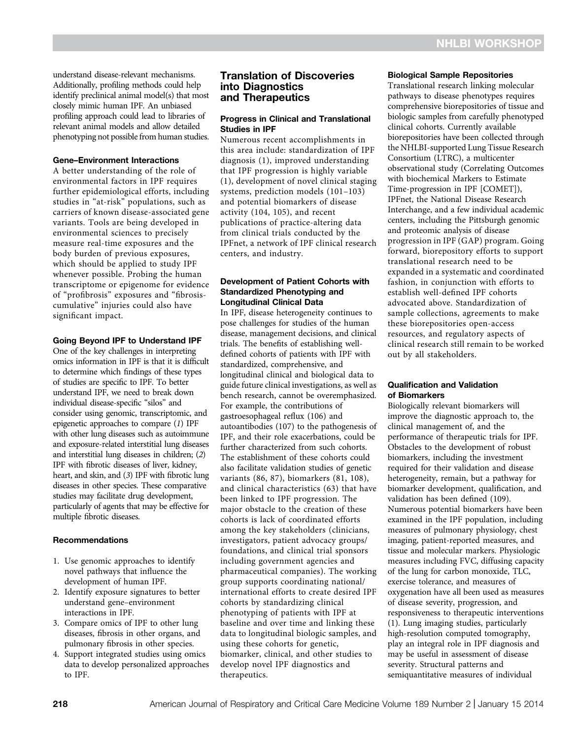understand disease-relevant mechanisms. Additionally, profiling methods could help identify preclinical animal model(s) that most closely mimic human IPF. An unbiased profiling approach could lead to libraries of relevant animal models and allow detailed phenotyping not possible from human studies.

#### Gene–Environment Interactions

A better understanding of the role of environmental factors in IPF requires further epidemiological efforts, including studies in "at-risk" populations, such as carriers of known disease-associated gene variants. Tools are being developed in environmental sciences to precisely measure real-time exposures and the body burden of previous exposures, which should be applied to study IPF whenever possible. Probing the human transcriptome or epigenome for evidence of "profibrosis" exposures and "fibrosis-cumulative" injuries could also have significant impact.

#### Going Beyond IPF to Understand IPF

One of the key challenges in interpreting omics information in IPF is that it is difficult to determine which findings of these types of studies are specific to IPF. To better understand IPF, we need to break down individual disease-specific "silos" and consider using genomic, transcriptomic, and epigenetic approaches to compare (*1*) IPF with other lung diseases such as autoimmune and exposure-related interstitial lung diseases and interstitial lung diseases in children; (*2*) IPF with fibrotic diseases of liver, kidney, heart, and skin, and (*3*) IPF with fibrotic lung diseases in other species. These comparative studies may facilitate drug development, particularly of agents that may be effective for multiple fibrotic diseases.

#### Recommendations

1. Use genomic approaches to identify novel pathways that influence the development of human IPF.
2. Identify exposure signatures to better understand gene–environment interactions in IPF.
3. Compare omics of IPF to other lung diseases, fibrosis in other organs, and pulmonary fibrosis in other species.
4. Support integrated studies using omics data to develop personalized approaches to IPF.

## Translation of Discoveries into Diagnostics and Therapeutics

#### Progress in Clinical and Translational Studies in IPF

Numerous recent accomplishments in this area include: standardization of IPF diagnosis (1), improved understanding that IPF progression is highly variable (1), development of novel clinical staging systems, prediction models (101–103) and potential biomarkers of disease activity (104, 105), and recent publications of practice-altering data from clinical trials conducted by the IPFnet, a network of IPF clinical research centers, and industry.

#### Development of Patient Cohorts with Standardized Phenotyping and Longitudinal Clinical Data

In IPF, disease heterogeneity continues to pose challenges for studies of the human disease, management decisions, and clinical trials. The benefits of establishing well-defined cohorts of patients with IPF with standardized, comprehensive, and longitudinal clinical and biological data to guide future clinical investigations, as well as bench research, cannot be overemphasized. For example, the contributions of gastroesophageal reflux (106) and autoantibodies (107) to the pathogenesis of IPF, and their role exacerbations, could be further characterized from such cohorts. The establishment of these cohorts could also facilitate validation studies of genetic variants (86, 87), biomarkers (81, 108), and clinical characteristics (63) that have been linked to IPF progression. The major obstacle to the creation of these cohorts is lack of coordinated efforts among the key stakeholders (clinicians, investigators, patient advocacy groups/foundations, and clinical trial sponsors including government agencies and pharmaceutical companies). The working group supports coordinating national/international efforts to create desired IPF cohorts by standardizing clinical phenotyping of patients with IPF at baseline and over time and linking these data to longitudinal biologic samples, and using these cohorts for genetic, biomarker, clinical, and other studies to develop novel IPF diagnostics and therapeutics.

#### Biological Sample Repositories

Translational research linking molecular pathways to disease phenotypes requires comprehensive biorepositories of tissue and biologic samples from carefully phenotyped clinical cohorts. Currently available biorepositories have been collected through the NHLBI-supported Lung Tissue Research Consortium (LTRC), a multicenter observational study (Correlating Outcomes with biochemical Markers to Estimate Time-progression in IPF [COMET]), IPFnet, the National Disease Research Interchange, and a few individual academic centers, including the Pittsburgh genomic and proteomic analysis of disease progression in IPF (GAP) program. Going forward, biorepository efforts to support translational research need to be expanded in a systematic and coordinated fashion, in conjunction with efforts to establish well-defined IPF cohorts advocated above. Standardization of sample collections, agreements to make these biorepositories open-access resources, and regulatory aspects of clinical research still remain to be worked out by all stakeholders.

#### Qualification and Validation of Biomarkers

Biologically relevant biomarkers will improve the diagnostic approach to, the clinical management of, and the performance of therapeutic trials for IPF. Obstacles to the development of robust biomarkers, including the investment required for their validation and disease heterogeneity, remain, but a pathway for biomarker development, qualification, and validation has been defined (109). Numerous potential biomarkers have been examined in the IPF population, including measures of pulmonary physiology, chest imaging, patient-reported measures, and tissue and molecular markers. Physiologic measures including FVC, diffusing capacity of the lung for carbon monoxide, TLC, exercise tolerance, and measures of oxygenation have all been used as measures of disease severity, progression, and responsiveness to therapeutic interventions (1). Lung imaging studies, particularly high-resolution computed tomography, play an integral role in IPF diagnosis and may be useful in assessment of disease severity. Structural patterns and semiquantitative measures of individual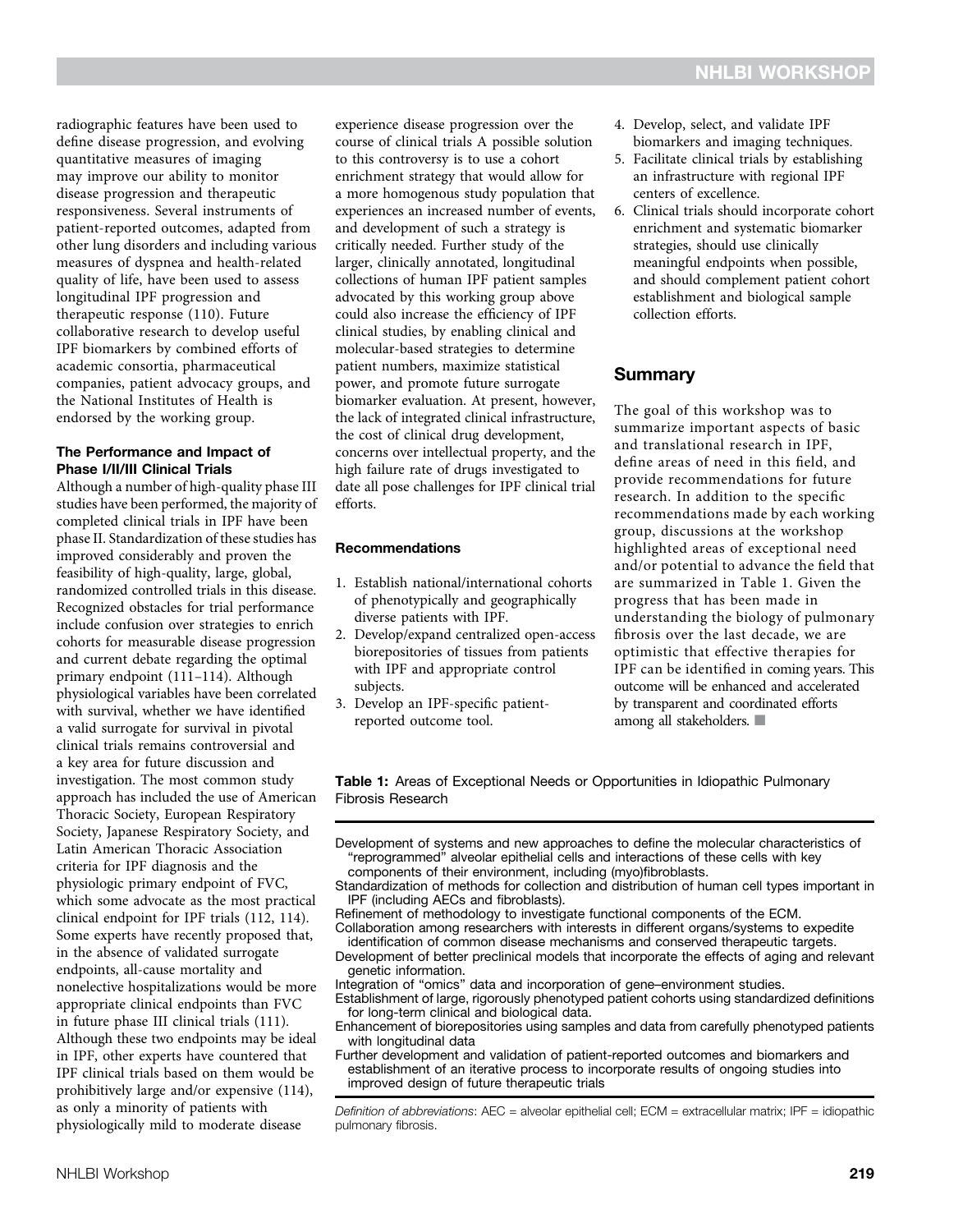radiographic features have been used to define disease progression, and evolving quantitative measures of imaging may improve our ability to monitor disease progression and therapeutic responsiveness. Several instruments of patient-reported outcomes, adapted from other lung disorders and including various measures of dyspnea and health-related quality of life, have been used to assess longitudinal IPF progression and therapeutic response (110). Future collaborative research to develop useful IPF biomarkers by combined efforts of academic consortia, pharmaceutical companies, patient advocacy groups, and the National Institutes of Health is endorsed by the working group.

### The Performance and Impact of Phase I/II/III Clinical Trials

Although a number of high-quality phase III studies have been performed, the majority of completed clinical trials in IPF have been phase II. Standardization of these studies has improved considerably and proven the feasibility of high-quality, large, global, randomized controlled trials in this disease. Recognized obstacles for trial performance include confusion over strategies to enrich cohorts for measurable disease progression and current debate regarding the optimal primary endpoint (111–114). Although physiological variables have been correlated with survival, whether we have identified a valid surrogate for survival in pivotal clinical trials remains controversial and a key area for future discussion and investigation. The most common study approach has included the use of American Thoracic Society, European Respiratory Society, Japanese Respiratory Society, and Latin American Thoracic Association criteria for IPF diagnosis and the physiologic primary endpoint of FVC, which some advocate as the most practical clinical endpoint for IPF trials (112, 114). Some experts have recently proposed that, in the absence of validated surrogate endpoints, all-cause mortality and nonelective hospitalizations would be more appropriate clinical endpoints than FVC in future phase III clinical trials (111). Although these two endpoints may be ideal in IPF, other experts have countered that IPF clinical trials based on them would be prohibitively large and/or expensive (114), as only a minority of patients with physiologically mild to moderate disease experience disease progression over the course of clinical trials A possible solution to this controversy is to use a cohort enrichment strategy that would allow for a more homogenous study population that experiences an increased number of events, and development of such a strategy is critically needed. Further study of the larger, clinically annotated, longitudinal collections of human IPF patient samples advocated by this working group above could also increase the efficiency of IPF clinical studies, by enabling clinical and molecular-based strategies to determine patient numbers, maximize statistical power, and promote future surrogate biomarker evaluation. At present, however, the lack of integrated clinical infrastructure, the cost of clinical drug development, concerns over intellectual property, and the high failure rate of drugs investigated to date all pose challenges for IPF clinical trial efforts.

### Recommendations

1. Establish national/international cohorts of phenotypically and geographically diverse patients with IPF.
2. Develop/expand centralized open-access biorepositories of tissues from patients with IPF and appropriate control subjects.
3. Develop an IPF-specific patient-reported outcome tool.
4. Develop, select, and validate IPF biomarkers and imaging techniques.
5. Facilitate clinical trials by establishing an infrastructure with regional IPF centers of excellence.
6. Clinical trials should incorporate cohort enrichment and systematic biomarker strategies, should use clinically meaningful endpoints when possible, and should complement patient cohort establishment and biological sample collection efforts.

## Summary

The goal of this workshop was to summarize important aspects of basic and translational research in IPF, define areas of need in this field, and provide recommendations for future research. In addition to the specific recommendations made by each working group, discussions at the workshop highlighted areas of exceptional need and/or potential to advance the field that are summarized in Table 1. Given the progress that has been made in understanding the biology of pulmonary fibrosis over the last decade, we are optimistic that effective therapies for IPF can be identified in coming years. This outcome will be enhanced and accelerated by transparent and coordinated efforts among all stakeholders. ■

**Table 1:** Areas of Exceptional Needs or Opportunities in Idiopathic Pulmonary Fibrosis Research

| |
|---|
| Development of systems and new approaches to define the molecular characteristics of "reprogrammed" alveolar epithelial cells and interactions of these cells with key components of their environment, including (myo)fibroblasts. |
| Standardization of methods for collection and distribution of human cell types important in IPF (including AECs and fibroblasts). |
| Refinement of methodology to investigate functional components of the ECM. |
| Collaboration among researchers with interests in different organs/systems to expedite identification of common disease mechanisms and conserved therapeutic targets. |
| Development of better preclinical models that incorporate the effects of aging and relevant genetic information. |
| Integration of "omics" data and incorporation of gene–environment studies. |
| Establishment of large, rigorously phenotyped patient cohorts using standardized definitions for long-term clinical and biological data. |
| Enhancement of biorepositories using samples and data from carefully phenotyped patients with longitudinal data |
| Further development and validation of patient-reported outcomes and biomarkers and establishment of an iterative process to incorporate results of ongoing studies into improved design of future therapeutic trials |

*Definition of abbreviations*: AEC = alveolar epithelial cell; ECM = extracellular matrix; IPF = idiopathic pulmonary fibrosis.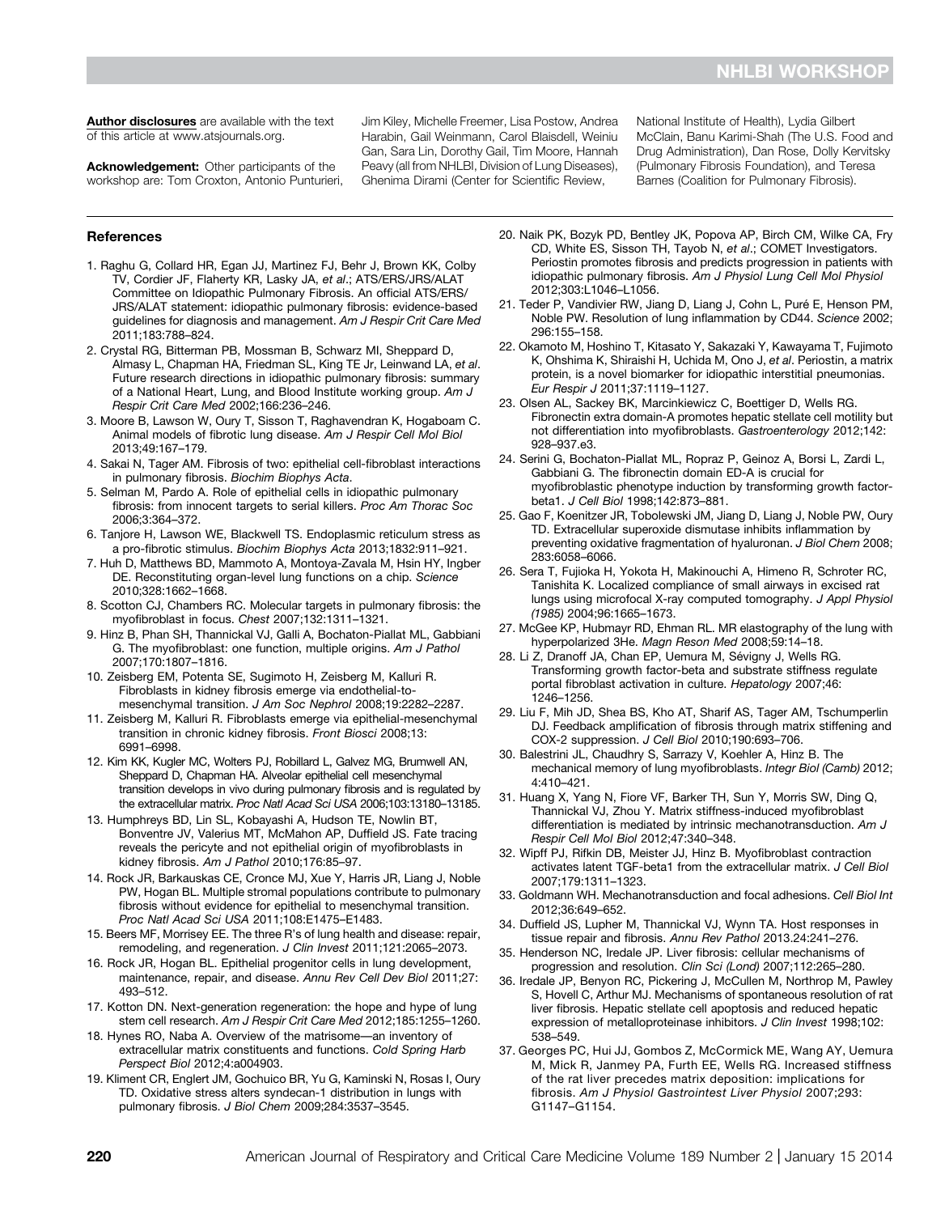**Author disclosures** are available with the text of this article at www.atsjournals.org.

**Acknowledgment:** Other participants of the workshop are: Tom Croxton, Antonio Punturieri, Jim Kiley, Michelle Freemer, Lisa Postow, Andrea Harabin, Gail Weinmann, Carol Blaisdell, Weiniu Gan, Sara Lin, Dorothy Gail, Tim Moore, Hannah Peavy (all from NHLBI, Division of Lung Diseases), Ghenima Dirami (Center for Scientific Review, National Institute of Health), Lydia Gilbert McClain, Banu Karimi-Shah (The U.S. Food and Drug Administration), Dan Rose, Dolly Kervitsky (Pulmonary Fibrosis Foundation), and Teresa Barnes (Coalition for Pulmonary Fibrosis).

## References

1. Raghu G, Collard HR, Egan JJ, Martinez FJ, Behr J, Brown KK, Colby TV, Cordier JF, Flaherty KR, Lasky JA, *et al*.; ATS/ERS/JRS/ALAT Committee on Idiopathic Pulmonary Fibrosis. An official ATS/ERS/JRS/ALAT statement: idiopathic pulmonary fibrosis: evidence-based guidelines for diagnosis and management. *Am J Respir Crit Care Med* 2011;183:788–824.
2. Crystal RG, Bitterman PB, Mossman B, Schwarz MI, Sheppard D, Almasy L, Chapman HA, Friedman SL, King TE Jr, Leinwand LA, *et al*. Future research directions in idiopathic pulmonary fibrosis: summary of a National Heart, Lung, and Blood Institute working group. *Am J Respir Crit Care Med* 2002;166:236–246.
3. Moore B, Lawson W, Oury T, Sisson T, Raghavendran K, Hogaboam C. Animal models of fibrotic lung disease. *Am J Respir Cell Mol Biol* 2013;49:167–179.
4. Sakai N, Tager AM. Fibrosis of two: epithelial cell-fibroblast interactions in pulmonary fibrosis. *Biochim Biophys Acta*.
5. Selman M, Pardo A. Role of epithelial cells in idiopathic pulmonary fibrosis: from innocent targets to serial killers. *Proc Am Thorac Soc* 2006;3:364–372.
6. Tanjore H, Lawson WE, Blackwell TS. Endoplasmic reticulum stress as a pro-fibrotic stimulus. *Biochim Biophys Acta* 2013;1832:911–921.
7. Huh D, Matthews BD, Mammoto A, Montoya-Zavala M, Hsin HY, Ingber DE. Reconstituting organ-level lung functions on a chip. *Science* 2010;328:1662–1668.
8. Scotton CJ, Chambers RC. Molecular targets in pulmonary fibrosis: the myofibroblast in focus. *Chest* 2007;132:1311–1321.
9. Hinz B, Phan SH, Thannickal VJ, Galli A, Bochaton-Piallat ML, Gabbiani G. The myofibroblast: one function, multiple origins. *Am J Pathol* 2007;170:1807–1816.
10. Zeisberg EM, Potenta SE, Sugimoto H, Zeisberg M, Kalluri R. Fibroblasts in kidney fibrosis emerge via endothelial-to-mesenchymal transition. *J Am Soc Nephrol* 2008;19:2282–2287.
11. Zeisberg M, Kalluri R. Fibroblasts emerge via epithelial-mesenchymal transition in chronic kidney fibrosis. *Front Biosci* 2008;13:6991–6998.
12. Kim KK, Kugler MC, Wolters PJ, Robillard L, Galvez MG, Brumwell AN, Sheppard D, Chapman HA. Alveolar epithelial cell mesenchymal transition develops in vivo during pulmonary fibrosis and is regulated by the extracellular matrix. *Proc Natl Acad Sci USA* 2006;103:13180–13185.
13. Humphreys BD, Lin SL, Kobayashi A, Hudson TE, Nowlin BT, Bonventre JV, Valerius MT, McMahon AP, Duffield JS. Fate tracing reveals the pericyte and not epithelial origin of myofibroblasts in kidney fibrosis. *Am J Pathol* 2010;176:85–97.
14. Rock JR, Barkauskas CE, Cronce MJ, Xue Y, Harris JR, Liang J, Noble PW, Hogan BL. Multiple stromal populations contribute to pulmonary fibrosis without evidence for epithelial to mesenchymal transition. *Proc Natl Acad Sci USA* 2011;108:E1475–E1483.
15. Beers MF, Morrisey EE. The three R's of lung health and disease: repair, remodeling, and regeneration. *J Clin Invest* 2011;121:2065–2073.
16. Rock JR, Hogan BL. Epithelial progenitor cells in lung development, maintenance, repair, and disease. *Annu Rev Cell Dev Biol* 2011;27:493–512.
17. Kotton DN. Next-generation regeneration: the hope and hype of lung stem cell research. *Am J Respir Crit Care Med* 2012;185:1255–1260.
18. Hynes RO, Naba A. Overview of the matrisome—an inventory of extracellular matrix constituents and functions. *Cold Spring Harb Perspect Biol* 2012;4:a004903.
19. Kliment CR, Englert JM, Gochuico BR, Yu G, Kaminski N, Rosas I, Oury TD. Oxidative stress alters syndecan-1 distribution in lungs with pulmonary fibrosis. *J Biol Chem* 2009;284:3537–3545.
20. Naik PK, Bozyk PD, Bentley JK, Popova AP, Birch CM, Wilke CA, Fry CD, White ES, Sisson TH, Tayob N, *et al*.; COMET Investigators. Periostin promotes fibrosis and predicts progression in patients with idiopathic pulmonary fibrosis. *Am J Physiol Lung Cell Mol Physiol* 2012;303:L1046–L1056.
21. Teder P, Vandivier RW, Jiang D, Liang J, Cohn L, Puré E, Henson PM, Noble PW. Resolution of lung inflammation by CD44. *Science* 2002;296:155–158.
22. Okamoto M, Hoshino T, Kitasato Y, Sakazaki Y, Kawayama T, Fujimoto K, Ohshima K, Shiraishi H, Uchida M, Ono J, *et al*. Periostin, a matrix protein, is a novel biomarker for idiopathic interstitial pneumonias. *Eur Respir J* 2011;37:1119–1127.
23. Olsen AL, Sackey BK, Marcinkiewicz C, Boettiger D, Wells RG. Fibronectin extra domain-A promotes hepatic stellate cell motility but not differentiation into myofibroblasts. *Gastroenterology* 2012;142:928–937.e3.
24. Serini G, Bochaton-Piallat ML, Ropraz P, Geinoz A, Borsi L, Zardi L, Gabbiani G. The fibronectin domain ED-A is crucial for myofibroblastic phenotype induction by transforming growth factor-beta1. *J Cell Biol* 1998;142:873–881.
25. Gao F, Koenitzer JR, Tobolewski JM, Jiang D, Liang J, Noble PW, Oury TD. Extracellular superoxide dismutase inhibits inflammation by preventing oxidative fragmentation of hyaluronan. *J Biol Chem* 2008;283:6058–6066.
26. Sera T, Fujioka H, Yokota H, Makinouchi A, Himeno R, Schroter RC, Tanishita K. Localized compliance of small airways in excised rat lungs using microfocal X-ray computed tomography. *J Appl Physiol (1985)* 2004;96:1665–1673.
27. McGee KP, Hubmayr RD, Ehman RL. MR elastography of the lung with hyperpolarized 3He. *Magn Reson Med* 2008;59:14–18.
28. Li Z, Dranoff JA, Chan EP, Uemura M, Sévigny J, Wells RG. Transforming growth factor-beta and substrate stiffness regulate portal fibroblast activation in culture. *Hepatology* 2007;46:1246–1256.
29. Liu F, Mih JD, Shea BS, Kho AT, Sharif AS, Tager AM, Tschumperlin DJ. Feedback amplification of fibrosis through matrix stiffening and COX-2 suppression. *J Cell Biol* 2010;190:693–706.
30. Balestrini JL, Chaudhry S, Sarrazy V, Koehler A, Hinz B. The mechanical memory of lung myofibroblasts. *Integr Biol (Camb)* 2012;4:410–421.
31. Huang X, Yang N, Fiore VF, Barker TH, Sun Y, Morris SW, Ding Q, Thannickal VJ, Zhou Y. Matrix stiffness-induced myofibroblast differentiation is mediated by intrinsic mechanotransduction. *Am J Respir Cell Mol Biol* 2012;47:340–348.
32. Wipff PJ, Rifkin DB, Meister JJ, Hinz B. Myofibroblast contraction activates latent TGF-beta1 from the extracellular matrix. *J Cell Biol* 2007;179:1311–1323.
33. Goldmann WH. Mechanotransduction and focal adhesions. *Cell Biol Int* 2012;36:649–652.
34. Duffield JS, Lupher M, Thannickal VJ, Wynn TA. Host responses in tissue repair and fibrosis. *Annu Rev Pathol* 2013.24:241–276.
35. Henderson NC, Iredale JP. Liver fibrosis: cellular mechanisms of progression and resolution. *Clin Sci (Lond)* 2007;112:265–280.
36. Iredale JP, Benyon RC, Pickering J, McCullen M, Northrop M, Pawley S, Hovell C, Arthur MJ. Mechanisms of spontaneous resolution of rat liver fibrosis. Hepatic stellate cell apoptosis and reduced hepatic expression of metalloproteinase inhibitors. *J Clin Invest* 1998;102:538–549.
37. Georges PC, Hui JJ, Gombos Z, McCormick ME, Wang AY, Uemura M, Mick R, Janmey PA, Furth EE, Wells RG. Increased stiffness of the rat liver precedes matrix deposition: implications for fibrosis. *Am J Physiol Gastrointest Liver Physiol* 2007;293:G1147–G1154.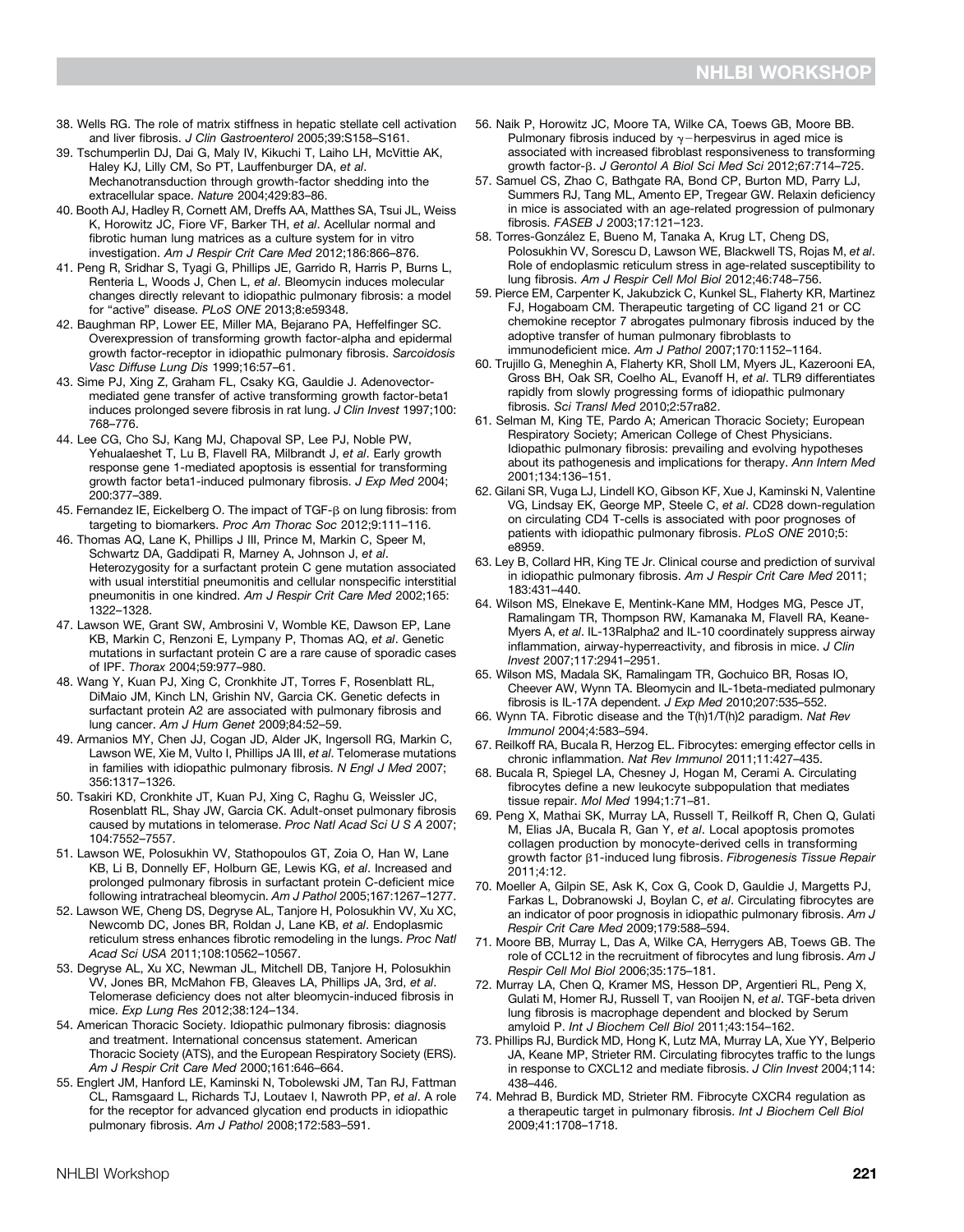38. Wells RG. The role of matrix stiffness in hepatic stellate cell activation and liver fibrosis. *J Clin Gastroenterol* 2005;39:S158–S161.
39. Tschumperlin DJ, Dai G, Maly IV, Kikuchi T, Laiho LH, McVittie AK, Haley KJ, Lilly CM, So PT, Lauffenburger DA, *et al*. Mechanotransduction through growth-factor shedding into the extracellular space. *Nature* 2004;429:83–86.
40. Booth AJ, Hadley R, Cornett AM, Dreffs AA, Matthes SA, Tsui JL, Weiss K, Horowitz JC, Fiore VF, Barker TH, *et al*. Acellular normal and fibrotic human lung matrices as a culture system for in vitro investigation. *Am J Respir Crit Care Med* 2012;186:866–876.
41. Peng R, Sridhar S, Tyagi G, Phillips JE, Garrido R, Harris P, Burns L, Renteria L, Woods J, Chen L, *et al*. Bleomycin induces molecular changes directly relevant to idiopathic pulmonary fibrosis: a model for "active" disease. *PLoS ONE* 2013;8:e59348.
42. Baughman RP, Lower EE, Miller MA, Bejarano PA, Heffelfinger SC. Overexpression of transforming growth factor-alpha and epidermal growth factor-receptor in idiopathic pulmonary fibrosis. *Sarcoidosis Vasc Diffuse Lung Dis* 1999;16:57–61.
43. Sime PJ, Xing Z, Graham FL, Csaky KG, Gauldie J. Adenovector-mediated gene transfer of active transforming growth factor-beta1 induces prolonged severe fibrosis in rat lung. *J Clin Invest* 1997;100:768–776.
44. Lee CG, Cho SJ, Kang MJ, Chapoval SP, Lee PJ, Noble PW, Yehualaeshet T, Lu B, Flavell RA, Milbrandt J, *et al*. Early growth response gene 1-mediated apoptosis is essential for transforming growth factor beta1-induced pulmonary fibrosis. *J Exp Med* 2004;200:377–389.
45. Fernandez IE, Eickelberg O. The impact of TGF-β on lung fibrosis: from targeting to biomarkers. *Proc Am Thorac Soc* 2012;9:111–116.
46. Thomas AQ, Lane K, Phillips J III, Prince M, Markin C, Speer M, Schwartz DA, Gaddipati R, Marney A, Johnson J, *et al*. Heterozygosity for a surfactant protein C gene mutation associated with usual interstitial pneumonitis and cellular nonspecific interstitial pneumonitis in one kindred. *Am J Respir Crit Care Med* 2002;165:1322–1328.
47. Lawson WE, Grant SW, Ambrosini V, Womble KE, Dawson EP, Lane KB, Markin C, Renzoni E, Lympany P, Thomas AQ, *et al*. Genetic mutations in surfactant protein C are a rare cause of sporadic cases of IPF. *Thorax* 2004;59:977–980.
48. Wang Y, Kuan PJ, Xing C, Cronkhite JT, Torres F, Rosenblatt RL, DiMaio JM, Kinch LN, Grishin NV, Garcia CK. Genetic defects in surfactant protein A2 are associated with pulmonary fibrosis and lung cancer. *Am J Hum Genet* 2009;84:52–59.
49. Armanios MY, Chen JJ, Cogan JD, Alder JK, Ingersoll RG, Markin C, Lawson WE, Xie M, Vulto I, Phillips JA III, *et al*. Telomerase mutations in families with idiopathic pulmonary fibrosis. *N Engl J Med* 2007;356:1317–1326.
50. Tsakiri KD, Cronkhite JT, Kuan PJ, Xing C, Raghu G, Weissler JC, Rosenblatt RL, Shay JW, Garcia CK. Adult-onset pulmonary fibrosis caused by mutations in telomerase. *Proc Natl Acad Sci U S A* 2007;104:7552–7557.
51. Lawson WE, Polosukhin VV, Stathopoulos GT, Zoia O, Han W, Lane KB, Li B, Donnelly EF, Holburn GE, Lewis KG, *et al*. Increased and prolonged pulmonary fibrosis in surfactant protein C-deficient mice following intratracheal bleomycin. *Am J Pathol* 2005;167:1267–1277.
52. Lawson WE, Cheng DS, Degryse AL, Tanjore H, Polosukhin VV, Xu XC, Newcomb DC, Jones BR, Roldan J, Lane KB, *et al*. Endoplasmic reticulum stress enhances fibrotic remodeling in the lungs. *Proc Natl Acad Sci USA* 2011;108:10562–10567.
53. Degryse AL, Xu XC, Newman JL, Mitchell DB, Tanjore H, Polosukhin VV, Jones BR, McMahon FB, Gleaves LA, Phillips JA, 3rd, *et al*. Telomerase deficiency does not alter bleomycin-induced fibrosis in mice. *Exp Lung Res* 2012;38:124–134.
54. American Thoracic Society. Idiopathic pulmonary fibrosis: diagnosis and treatment. International concensus statement. American Thoracic Society (ATS), and the European Respiratory Society (ERS). *Am J Respir Crit Care Med* 2000;161:646–664.
55. Englert JM, Hanford LE, Kaminski N, Tobolewski JM, Tan RJ, Fattman CL, Ramsgaard L, Richards TJ, Loutaev I, Nawroth PP, *et al*. A role for the receptor for advanced glycation end products in idiopathic pulmonary fibrosis. *Am J Pathol* 2008;172:583–591.
56. Naik P, Horowitz JC, Moore TA, Wilke CA, Toews GB, Moore BB. Pulmonary fibrosis induced by γ−herpesvirus in aged mice is associated with increased fibroblast responsiveness to transforming growth factor-β. *J Gerontol A Biol Sci Med Sci* 2012;67:714–725.
57. Samuel CS, Zhao C, Bathgate RA, Bond CP, Burton MD, Parry LJ, Summers RJ, Tang ML, Amento EP, Tregear GW. Relaxin deficiency in mice is associated with an age-related progression of pulmonary fibrosis. *FASEB J* 2003;17:121–123.
58. Torres-González E, Bueno M, Tanaka A, Krug LT, Cheng DS, Polosukhin VV, Sorescu D, Lawson WE, Blackwell TS, Rojas M, *et al*. Role of endoplasmic reticulum stress in age-related susceptibility to lung fibrosis. *Am J Respir Cell Mol Biol* 2012;46:748–756.
59. Pierce EM, Carpenter K, Jakubzick C, Kunkel SL, Flaherty KR, Martinez FJ, Hogaboam CM. Therapeutic targeting of CC ligand 21 or CC chemokine receptor 7 abrogates pulmonary fibrosis induced by the adoptive transfer of human pulmonary fibroblasts to immunodeficient mice. *Am J Pathol* 2007;170:1152–1164.
60. Trujillo G, Meneghin A, Flaherty KR, Sholl LM, Myers JL, Kazerooni EA, Gross BH, Oak SR, Coelho AL, Evanoff H, *et al*. TLR9 differentiates rapidly from slowly progressing forms of idiopathic pulmonary fibrosis. *Sci Transl Med* 2010;2:57ra82.
61. Selman M, King TE, Pardo A; American Thoracic Society; European Respiratory Society; American College of Chest Physicians. Idiopathic pulmonary fibrosis: prevailing and evolving hypotheses about its pathogenesis and implications for therapy. *Ann Intern Med* 2001;134:136–151.
62. Gilani SR, Vuga LJ, Lindell KO, Gibson KF, Xue J, Kaminski N, Valentine VG, Lindsay EK, George MP, Steele C, *et al*. CD28 down-regulation on circulating CD4 T-cells is associated with poor prognoses of patients with idiopathic pulmonary fibrosis. *PLoS ONE* 2010;5:e8959.
63. Ley B, Collard HR, King TE Jr. Clinical course and prediction of survival in idiopathic pulmonary fibrosis. *Am J Respir Crit Care Med* 2011;183:431–440.
64. Wilson MS, Elnekave E, Mentink-Kane MM, Hodges MG, Pesce JT, Ramalingam TR, Thompson RW, Kamanaka M, Flavell RA, Keane-Myers A, *et al*. IL-13Ralpha2 and IL-10 coordinately suppress airway inflammation, airway-hyperreactivity, and fibrosis in mice. *J Clin Invest* 2007;117:2941–2951.
65. Wilson MS, Madala SK, Ramalingam TR, Gochuico BR, Rosas IO, Cheever AW, Wynn TA. Bleomycin and IL-1beta-mediated pulmonary fibrosis is IL-17A dependent. *J Exp Med* 2010;207:535–552.
66. Wynn TA. Fibrotic disease and the T(h)1/T(h)2 paradigm. *Nat Rev Immunol* 2004;4:583–594.
67. Reilkoff RA, Bucala R, Herzog EL. Fibrocytes: emerging effector cells in chronic inflammation. *Nat Rev Immunol* 2011;11:427–435.
68. Bucala R, Spiegel LA, Chesney J, Hogan M, Cerami A. Circulating fibrocytes define a new leukocyte subpopulation that mediates tissue repair. *Mol Med* 1994;1:71–81.
69. Peng X, Mathai SK, Murray LA, Russell T, Reilkoff R, Chen Q, Gulati M, Elias JA, Bucala R, Gan Y, *et al*. Local apoptosis promotes collagen production by monocyte-derived cells in transforming growth factor β1-induced lung fibrosis. *Fibrogenesis Tissue Repair* 2011;4:12.
70. Moeller A, Gilpin SE, Ask K, Cox G, Cook D, Gauldie J, Margetts PJ, Farkas L, Dobranowski J, Boylan C, *et al*. Circulating fibrocytes are an indicator of poor prognosis in idiopathic pulmonary fibrosis. *Am J Respir Crit Care Med* 2009;179:588–594.
71. Moore BB, Murray L, Das A, Wilke CA, Herrygers AB, Toews GB. The role of CCL12 in the recruitment of fibrocytes and lung fibrosis. *Am J Respir Cell Mol Biol* 2006;35:175–181.
72. Murray LA, Chen Q, Kramer MS, Hesson DP, Argentieri RL, Peng X, Gulati M, Homer RJ, Russell T, van Rooijen N, *et al*. TGF-beta driven lung fibrosis is macrophage dependent and blocked by Serum amyloid P. *Int J Biochem Cell Biol* 2011;43:154–162.
73. Phillips RJ, Burdick MD, Hong K, Lutz MA, Murray LA, Xue YY, Belperio JA, Keane MP, Strieter RM. Circulating fibrocytes traffic to the lungs in response to CXCL12 and mediate fibrosis. *J Clin Invest* 2004;114:438–446.
74. Mehrad B, Burdick MD, Strieter RM. Fibrocyte CXCR4 regulation as a therapeutic target in pulmonary fibrosis. *Int J Biochem Cell Biol* 2009;41:1708–1718.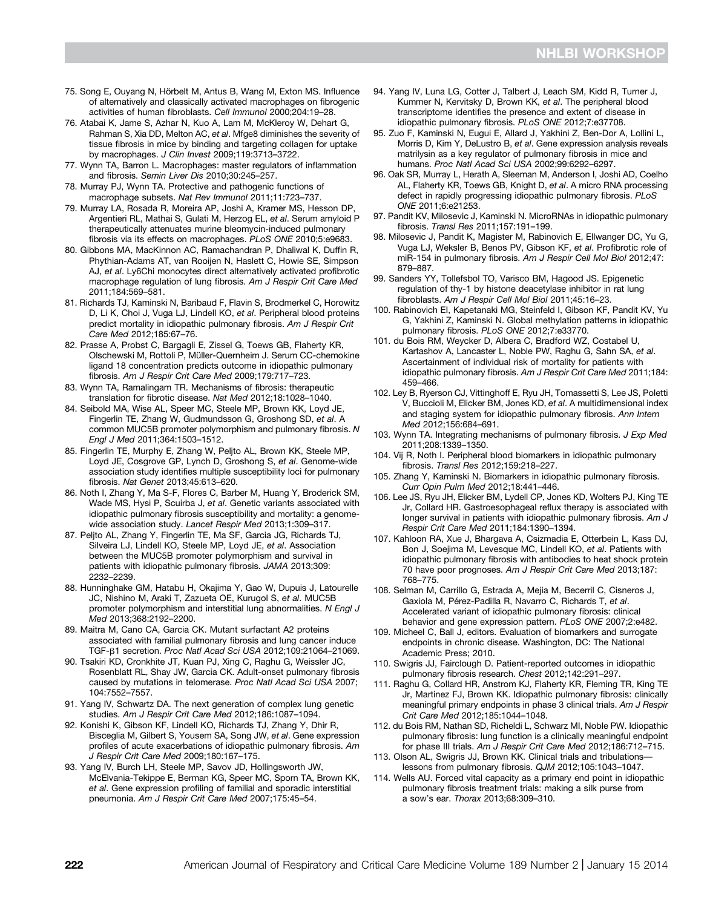75. Song E, Ouyang N, Hörbelt M, Antus B, Wang M, Exton MS. Influence of alternatively and classically activated macrophages on fibrogenic activities of human fibroblasts. *Cell Immunol* 2000;204:19–28.
76. Atabai K, Jame S, Azhar N, Kuo A, Lam M, McKleroy W, Dehart G, Rahman S, Xia DD, Melton AC, *et al*. Mfge8 diminishes the severity of tissue fibrosis in mice by binding and targeting collagen for uptake by macrophages. *J Clin Invest* 2009;119:3713–3722.
77. Wynn TA, Barron L. Macrophages: master regulators of inflammation and fibrosis. *Semin Liver Dis* 2010;30:245–257.
78. Murray PJ, Wynn TA. Protective and pathogenic functions of macrophage subsets. *Nat Rev Immunol* 2011;11:723–737.
79. Murray LA, Rosada R, Moreira AP, Joshi A, Kramer MS, Hesson DP, Argentieri RL, Mathai S, Gulati M, Herzog EL, *et al*. Serum amyloid P therapeutically attenuates murine bleomycin-induced pulmonary fibrosis via its effects on macrophages. *PLoS ONE* 2010;5:e9683.
80. Gibbons MA, MacKinnon AC, Ramachandran P, Dhaliwal K, Duffin R, Phythian-Adams AT, van Rooijen N, Haslett C, Howie SE, Simpson AJ, *et al*. Ly6Chi monocytes direct alternatively activated profibrotic macrophage regulation of lung fibrosis. *Am J Respir Crit Care Med* 2011;184:569–581.
81. Richards TJ, Kaminski N, Baribaud F, Flavin S, Brodmerkel C, Horowitz D, Li K, Choi J, Vuga LJ, Lindell KO, *et al*. Peripheral blood proteins predict mortality in idiopathic pulmonary fibrosis. *Am J Respir Crit Care Med* 2012;185:67–76.
82. Prasse A, Probst C, Bargagli E, Zissel G, Toews GB, Flaherty KR, Olschewski M, Rottoli P, Müller-Quernheim J. Serum CC-chemokine ligand 18 concentration predicts outcome in idiopathic pulmonary fibrosis. *Am J Respir Crit Care Med* 2009;179:717–723.
83. Wynn TA, Ramalingam TR. Mechanisms of fibrosis: therapeutic translation for fibrotic disease. *Nat Med* 2012;18:1028–1040.
84. Seibold MA, Wise AL, Speer MC, Steele MP, Brown KK, Loyd JE, Fingerlin TE, Zhang W, Gudmundsson G, Groshong SD, *et al*. A common MUC5B promoter polymorphism and pulmonary fibrosis. *N Engl J Med* 2011;364:1503–1512.
85. Fingerlin TE, Murphy E, Zhang W, Peljto AL, Brown KK, Steele MP, Loyd JE, Cosgrove GP, Lynch D, Groshong S, *et al*. Genome-wide association study identifies multiple susceptibility loci for pulmonary fibrosis. *Nat Genet* 2013;45:613–620.
86. Noth I, Zhang Y, Ma S-F, Flores C, Barber M, Huang Y, Broderick SM, Wade MS, Hysi P, Scuirba J, *et al*. Genetic variants associated with idiopathic pulmonary fibrosis susceptibility and mortality: a genome-wide association study. *Lancet Respir Med* 2013;1:309–317.
87. Peljto AL, Zhang Y, Fingerlin TE, Ma SF, Garcia JG, Richards TJ, Silveira LJ, Lindell KO, Steele MP, Loyd JE, *et al*. Association between the MUC5B promoter polymorphism and survival in patients with idiopathic pulmonary fibrosis. *JAMA* 2013;309:2232–2239.
88. Hunninghake GM, Hatabu H, Okajima Y, Gao W, Dupuis J, Latourelle JC, Nishino M, Araki T, Zazueta OE, Kurugol S, *et al*. MUC5B promoter polymorphism and interstitial lung abnormalities. *N Engl J Med* 2013;368:2192–2200.
89. Maitra M, Cano CA, Garcia CK. Mutant surfactant A2 proteins associated with familial pulmonary fibrosis and lung cancer induce TGF-β1 secretion. *Proc Natl Acad Sci USA* 2012;109:21064–21069.
90. Tsakiri KD, Cronkhite JT, Kuan PJ, Xing C, Raghu G, Weissler JC, Rosenblatt RL, Shay JW, Garcia CK. Adult-onset pulmonary fibrosis caused by mutations in telomerase. *Proc Natl Acad Sci USA* 2007;104:7552–7557.
91. Yang IV, Schwartz DA. The next generation of complex lung genetic studies. *Am J Respir Crit Care Med* 2012;186:1087–1094.
92. Konishi K, Gibson KF, Lindell KO, Richards TJ, Zhang Y, Dhir R, Bisceglia M, Gilbert S, Yousem SA, Song JW, *et al*. Gene expression profiles of acute exacerbations of idiopathic pulmonary fibrosis. *Am J Respir Crit Care Med* 2009;180:167–175.
93. Yang IV, Burch LH, Steele MP, Savov JD, Hollingsworth JW, McElvania-Tekippe E, Berman KG, Speer MC, Sporn TA, Brown KK, *et al*. Gene expression profiling of familial and sporadic interstitial pneumonia. *Am J Respir Crit Care Med* 2007;175:45–54.
94. Yang IV, Luna LG, Cotter J, Talbert J, Leach SM, Kidd R, Turner J, Kummer N, Kervitsky D, Brown KK, *et al*. The peripheral blood transcriptome identifies the presence and extent of disease in idiopathic pulmonary fibrosis. *PLoS ONE* 2012;7:e37708.
95. Zuo F, Kaminski N, Eugui E, Allard J, Yakhini Z, Ben-Dor A, Lollini L, Morris D, Kim Y, DeLustro B, *et al*. Gene expression analysis reveals matrilysin as a key regulator of pulmonary fibrosis in mice and humans. *Proc Natl Acad Sci USA* 2002;99:6292–6297.
96. Oak SR, Murray L, Herath A, Sleeman M, Anderson I, Joshi AD, Coelho AL, Flaherty KR, Toews GB, Knight D, *et al*. A micro RNA processing defect in rapidly progressing idiopathic pulmonary fibrosis. *PLoS ONE* 2011;6:e21253.
97. Pandit KV, Milosevic J, Kaminski N. MicroRNAs in idiopathic pulmonary fibrosis. *Transl Res* 2011;157:191–199.
98. Milosevic J, Pandit K, Magister M, Rabinovich E, Ellwanger DC, Yu G, Vuga LJ, Weksler B, Benos PV, Gibson KF, *et al*. Profibrotic role of miR-154 in pulmonary fibrosis. *Am J Respir Cell Mol Biol* 2012;47:879–887.
99. Sanders YY, Tollefsbol TO, Varisco BM, Hagood JS. Epigenetic regulation of thy-1 by histone deacetylase inhibitor in rat lung fibroblasts. *Am J Respir Cell Mol Biol* 2011;45:16–23.
100. Rabinovich EI, Kapetanaki MG, Steinfeld I, Gibson KF, Pandit KV, Yu G, Yakhini Z, Kaminski N. Global methylation patterns in idiopathic pulmonary fibrosis. *PLoS ONE* 2012;7:e33770.
101. du Bois RM, Weycker D, Albera C, Bradford WZ, Costabel U, Kartashov A, Lancaster L, Noble PW, Raghu G, Sahn SA, *et al*. Ascertainment of individual risk of mortality for patients with idiopathic pulmonary fibrosis. *Am J Respir Crit Care Med* 2011;184:459–466.
102. Ley B, Ryerson CJ, Vittinghoff E, Ryu JH, Tomassetti S, Lee JS, Poletti V, Buccioli M, Elicker BM, Jones KD, *et al*. A multidimensional index and staging system for idiopathic pulmonary fibrosis. *Ann Intern Med* 2012;156:684–691.
103. Wynn TA. Integrating mechanisms of pulmonary fibrosis. *J Exp Med* 2011;208:1339–1350.
104. Vij R, Noth I. Peripheral blood biomarkers in idiopathic pulmonary fibrosis. *Transl Res* 2012;159:218–227.
105. Zhang Y, Kaminski N. Biomarkers in idiopathic pulmonary fibrosis. *Curr Opin Pulm Med* 2012;18:441–446.
106. Lee JS, Ryu JH, Elicker BM, Lydell CP, Jones KD, Wolters PJ, King TE Jr, Collard HR. Gastroesophageal reflux therapy is associated with longer survival in patients with idiopathic pulmonary fibrosis. *Am J Respir Crit Care Med* 2011;184:1390–1394.
107. Kahloon RA, Xue J, Bhargava A, Csizmadia E, Otterbein L, Kass DJ, Bon J, Soejima M, Levesque MC, Lindell KO, *et al*. Patients with idiopathic pulmonary fibrosis with antibodies to heat shock protein 70 have poor prognoses. *Am J Respir Crit Care Med* 2013;187:768–775.
108. Selman M, Carrillo G, Estrada A, Mejia M, Becerril C, Cisneros J, Gaxiola M, Pérez-Padilla R, Navarro C, Richards T, *et al*. Accelerated variant of idiopathic pulmonary fibrosis: clinical behavior and gene expression pattern. *PLoS ONE* 2007;2:e482.
109. Micheel C, Ball J, editors. Evaluation of biomarkers and surrogate endpoints in chronic disease. Washington, DC: The National Academic Press; 2010.
110. Swigris JJ, Fairclough D. Patient-reported outcomes in idiopathic pulmonary fibrosis research. *Chest* 2012;142:291–297.
111. Raghu G, Collard HR, Anstrom KJ, Flaherty KR, Fleming TR, King TE Jr, Martinez FJ, Brown KK. Idiopathic pulmonary fibrosis: clinically meaningful primary endpoints in phase 3 clinical trials. *Am J Respir Crit Care Med* 2012;185:1044–1048.
112. du Bois RM, Nathan SD, Richeldi L, Schwarz MI, Noble PW. Idiopathic pulmonary fibrosis: lung function is a clinically meaningful endpoint for phase III trials. *Am J Respir Crit Care Med* 2012;186:712–715.
113. Olson AL, Swigris JJ, Brown KK. Clinical trials and tribulations—lessons from pulmonary fibrosis. *QJM* 2012;105:1043–1047.
114. Wells AU. Forced vital capacity as a primary end point in idiopathic pulmonary fibrosis treatment trials: making a silk purse from a sow's ear. *Thorax* 2013;68:309–310.